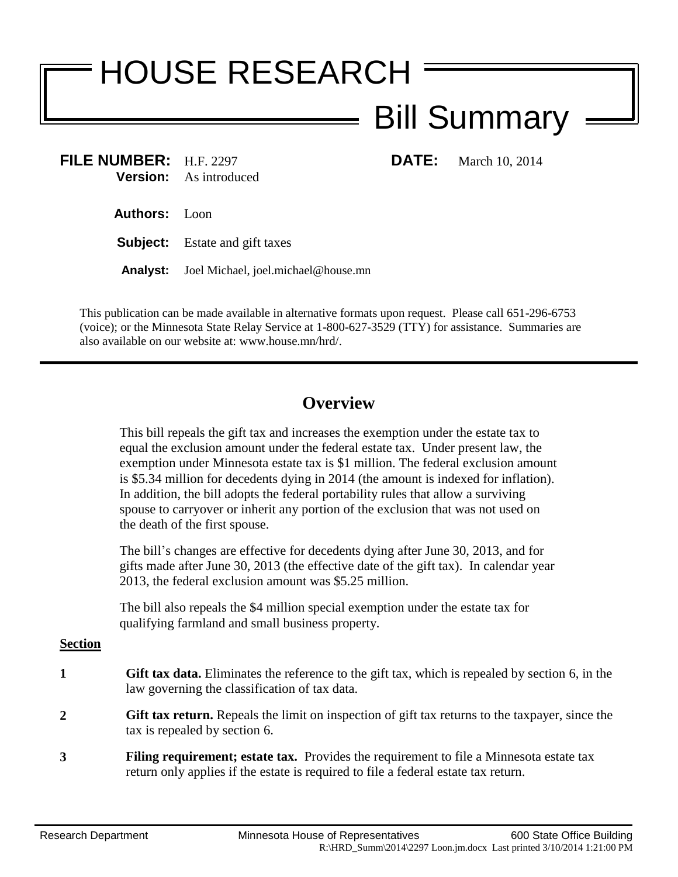# HOUSE RESEARCH

## Bill Summary

**FILE NUMBER:** H.F. 2297  
**Version:** As introduced  
**DATE:** March 10, 2014

**Authors:** Loon

**Subject:** Estate and gift taxes

**Analyst:** Joel Michael, joel.michael@house.mn

This publication can be made available in alternative formats upon request. Please call 651-296-6753 (voice); or the Minnesota State Relay Service at 1-800-627-3529 (TTY) for assistance. Summaries are also available on our website at: www.house.mn/hrd/.

## Overview

This bill repeals the gift tax and increases the exemption under the estate tax to equal the exclusion amount under the federal estate tax. Under present law, the exemption under Minnesota estate tax is $1 million. The federal exclusion amount is $5.34 million for decedents dying in 2014 (the amount is indexed for inflation). In addition, the bill adopts the federal portability rules that allow a surviving spouse to carryover or inherit any portion of the exclusion that was not used on the death of the first spouse.

The bill's changes are effective for decedents dying after June 30, 2013, and for gifts made after June 30, 2013 (the effective date of the gift tax). In calendar year 2013, the federal exclusion amount was $5.25 million.

The bill also repeals the $4 million special exemption under the estate tax for qualifying farmland and small business property.

**Section**

**1** **Gift tax data.** Eliminates the reference to the gift tax, which is repealed by section 6, in the law governing the classification of tax data.

**2** **Gift tax return.** Repeals the limit on inspection of gift tax returns to the taxpayer, since the tax is repealed by section 6.

**3** **Filing requirement; estate tax.** Provides the requirement to file a Minnesota estate tax return only applies if the estate is required to file a federal estate tax return.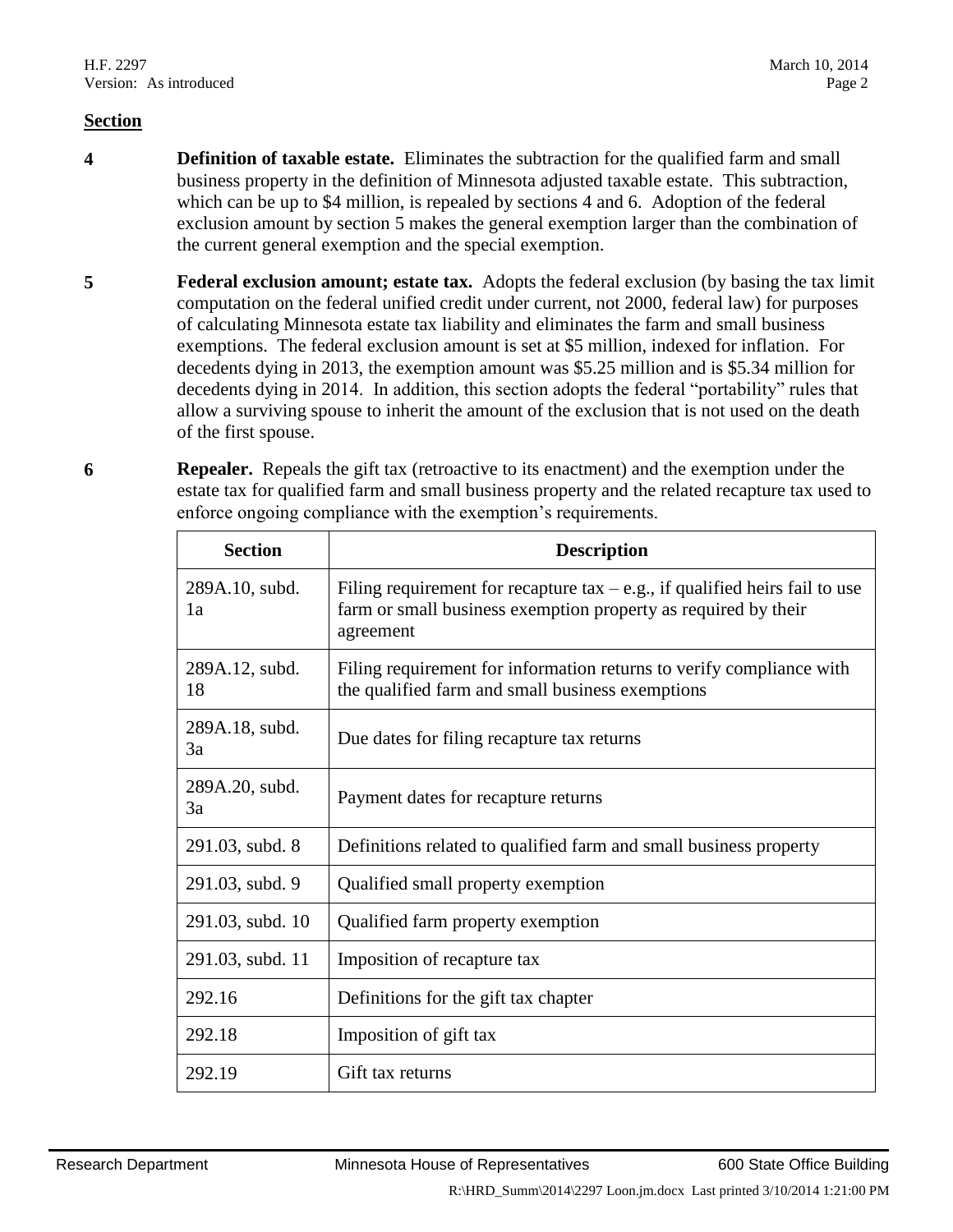**Section**

**4** **Definition of taxable estate.** Eliminates the subtraction for the qualified farm and small business property in the definition of Minnesota adjusted taxable estate. This subtraction, which can be up to $4 million, is repealed by sections 4 and 6. Adoption of the federal exclusion amount by section 5 makes the general exemption larger than the combination of the current general exemption and the special exemption.

**5** **Federal exclusion amount; estate tax.** Adopts the federal exclusion (by basing the tax limit computation on the federal unified credit under current, not 2000, federal law) for purposes of calculating Minnesota estate tax liability and eliminates the farm and small business exemptions. The federal exclusion amount is set at $5 million, indexed for inflation. For decedents dying in 2013, the exemption amount was $5.25 million and is $5.34 million for decedents dying in 2014. In addition, this section adopts the federal "portability" rules that allow a surviving spouse to inherit the amount of the exclusion that is not used on the death of the first spouse.

**6** **Repealer.** Repeals the gift tax (retroactive to its enactment) and the exemption under the estate tax for qualified farm and small business property and the related recapture tax used to enforce ongoing compliance with the exemption's requirements.

| Section | Description |
|---|---|
| 289A.10, subd. 1a | Filing requirement for recapture tax – e.g., if qualified heirs fail to use farm or small business exemption property as required by their agreement |
| 289A.12, subd. 18 | Filing requirement for information returns to verify compliance with the qualified farm and small business exemptions |
| 289A.18, subd. 3a | Due dates for filing recapture tax returns |
| 289A.20, subd. 3a | Payment dates for recapture returns |
| 291.03, subd. 8 | Definitions related to qualified farm and small business property |
| 291.03, subd. 9 | Qualified small property exemption |
| 291.03, subd. 10 | Qualified farm property exemption |
| 291.03, subd. 11 | Imposition of recapture tax |
| 292.16 | Definitions for the gift tax chapter |
| 292.18 | Imposition of gift tax |
| 292.19 | Gift tax returns |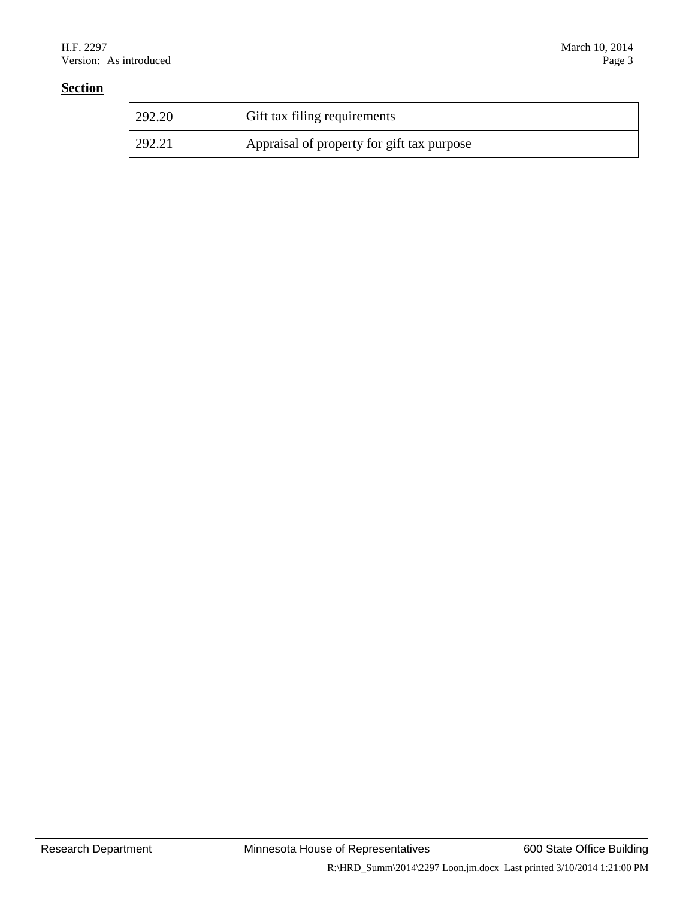**Section**

| | |
|---|---|
| 292.20 | Gift tax filing requirements |
| 292.21 | Appraisal of property for gift tax purpose |